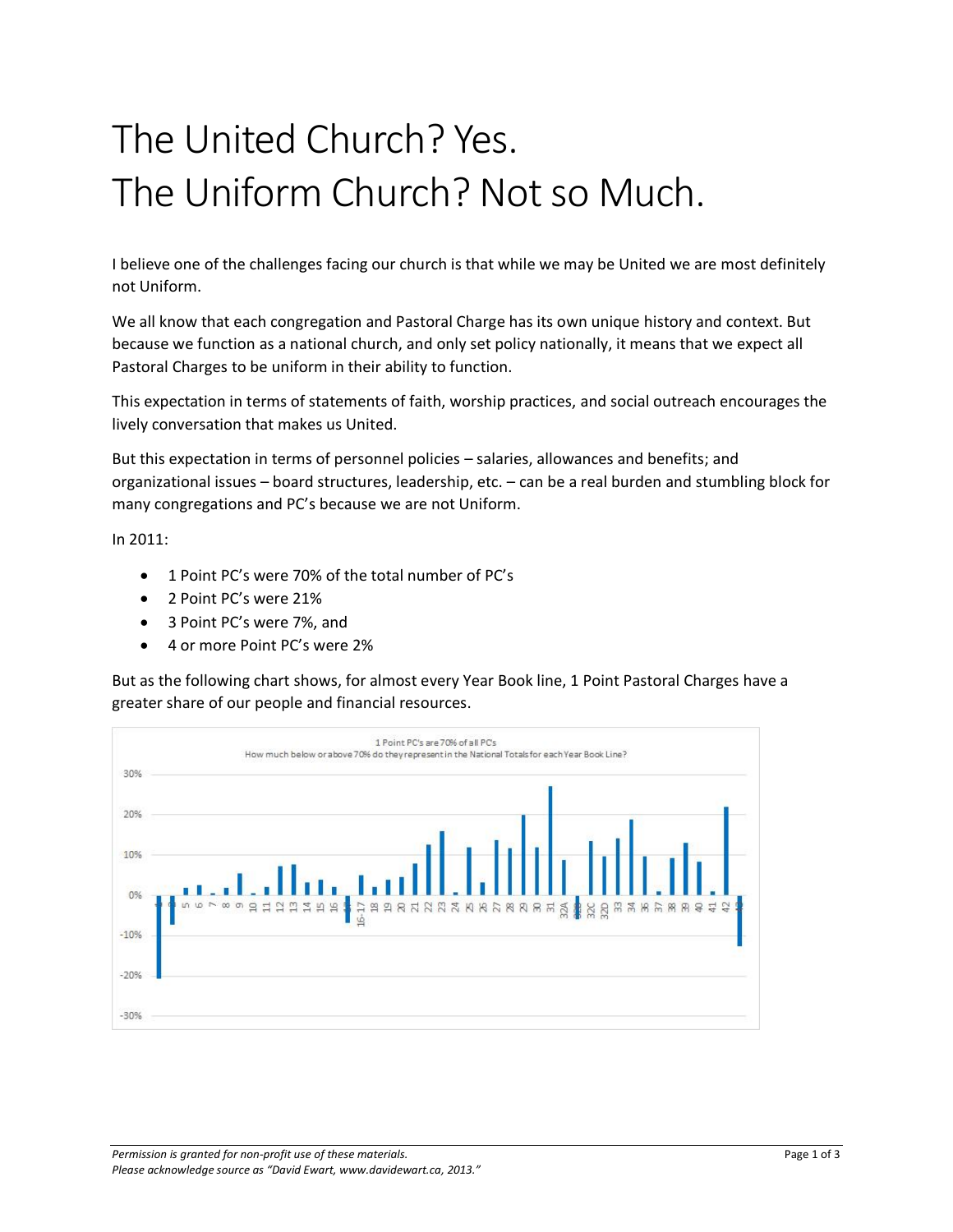# The United Church? Yes.
# The Uniform Church? Not so Much.

I believe one of the challenges facing our church is that while we may be United we are most definitely not Uniform.

We all know that each congregation and Pastoral Charge has its own unique history and context. But because we function as a national church, and only set policy nationally, it means that we expect all Pastoral Charges to be uniform in their ability to function.

This expectation in terms of statements of faith, worship practices, and social outreach encourages the lively conversation that makes us United.

But this expectation in terms of personnel policies – salaries, allowances and benefits; and organizational issues – board structures, leadership, etc. – can be a real burden and stumbling block for many congregations and PC's because we are not Uniform.

In 2011:

- 1 Point PC's were 70% of the total number of PC's
- 2 Point PC's were 21%
- 3 Point PC's were 7%, and
- 4 or more Point PC's were 2%

But as the following chart shows, for almost every Year Book line, 1 Point Pastoral Charges have a greater share of our people and financial resources.

1 Point PC's are 70% of all PC's
How much below or above 70% do they represent in the National Totals for each Year Book Line?

*Permission is granted for non-profit use of these materials.*
*Please acknowledge source as "David Ewart, www.davidewart.ca, 2013."*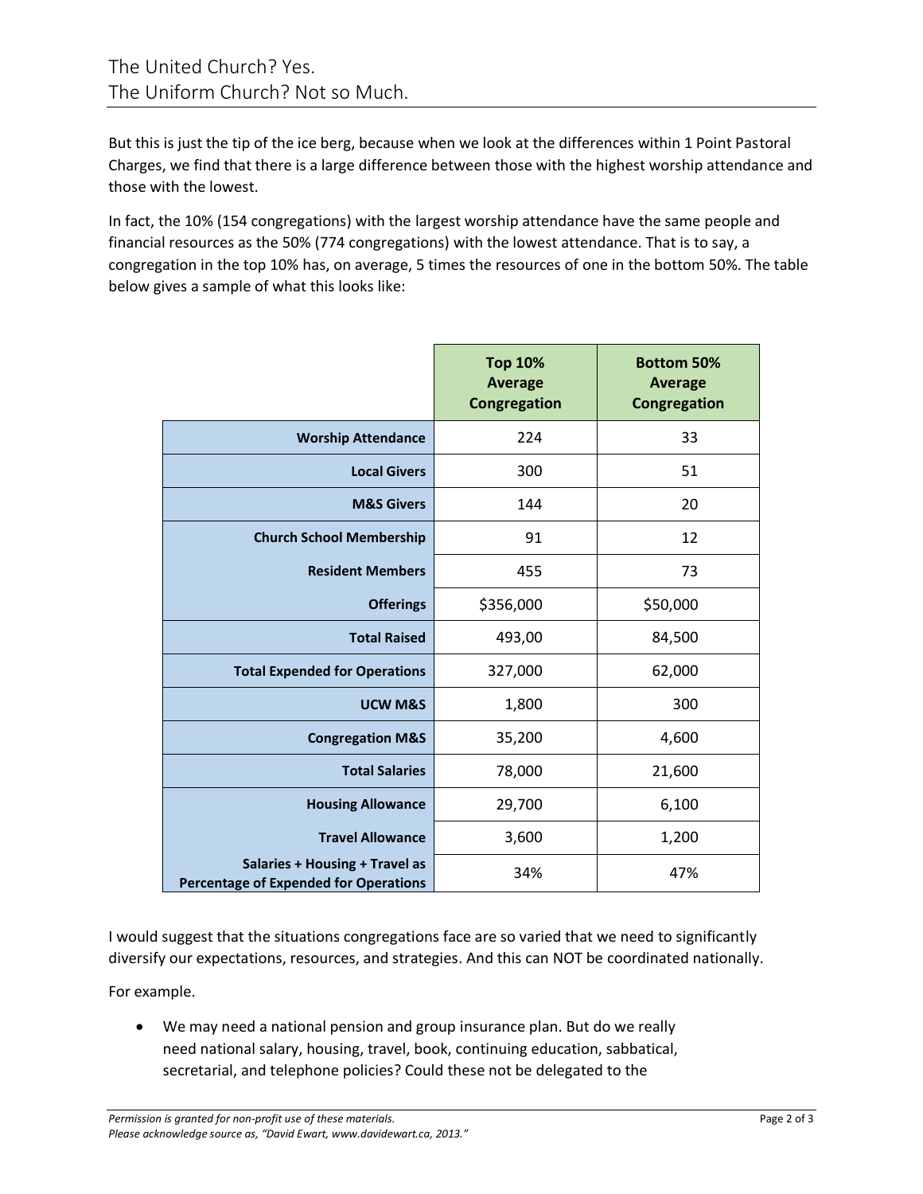But this is just the tip of the ice berg, because when we look at the differences within 1 Point Pastoral Charges, we find that there is a large difference between those with the highest worship attendance and those with the lowest.

In fact, the 10% (154 congregations) with the largest worship attendance have the same people and financial resources as the 50% (774 congregations) with the lowest attendance. That is to say, a congregation in the top 10% has, on average, 5 times the resources of one in the bottom 50%. The table below gives a sample of what this looks like:

| | **Top 10% Average Congregation** | **Bottom 50% Average Congregation** |
|---|---|---|
| **Worship Attendance** | 224 | 33 |
| **Local Givers** | 300 | 51 |
| **M&S Givers** | 144 | 20 |
| **Church School Membership** | 91 | 12 |
| **Resident Members** | 455 | 73 |
| **Offerings** | $356,000 | $50,000 |
| **Total Raised** | 493,00 | 84,500 |
| **Total Expended for Operations** | 327,000 | 62,000 |
| **UCW M&S** | 1,800 | 300 |
| **Congregation M&S** | 35,200 | 4,600 |
| **Total Salaries** | 78,000 | 21,600 |
| **Housing Allowance** | 29,700 | 6,100 |
| **Travel Allowance** | 3,600 | 1,200 |
| **Salaries + Housing + Travel as Percentage of Expended for Operations** | 34% | 47% |

I would suggest that the situations congregations face are so varied that we need to significantly diversify our expectations, resources, and strategies. And this can NOT be coordinated nationally.

For example.

- We may need a national pension and group insurance plan. But do we really need national salary, housing, travel, book, continuing education, sabbatical, secretarial, and telephone policies? Could these not be delegated to the

*Permission is granted for non-profit use of these materials.*
*Please acknowledge source as, "David Ewart, www.davidewart.ca, 2013."*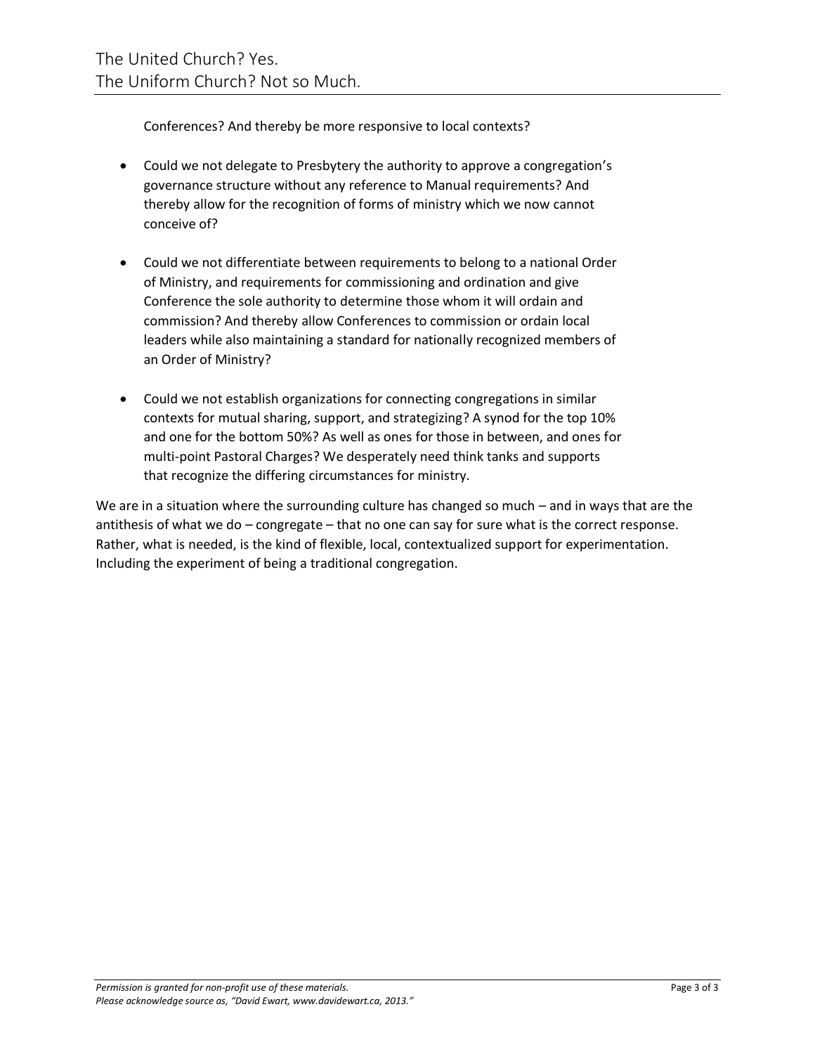Conferences? And thereby be more responsive to local contexts?

- Could we not delegate to Presbytery the authority to approve a congregation's governance structure without any reference to Manual requirements? And thereby allow for the recognition of forms of ministry which we now cannot conceive of?

- Could we not differentiate between requirements to belong to a national Order of Ministry, and requirements for commissioning and ordination and give Conference the sole authority to determine those whom it will ordain and commission? And thereby allow Conferences to commission or ordain local leaders while also maintaining a standard for nationally recognized members of an Order of Ministry?

- Could we not establish organizations for connecting congregations in similar contexts for mutual sharing, support, and strategizing? A synod for the top 10% and one for the bottom 50%? As well as ones for those in between, and ones for multi-point Pastoral Charges? We desperately need think tanks and supports that recognize the differing circumstances for ministry.

We are in a situation where the surrounding culture has changed so much – and in ways that are the antithesis of what we do – congregate – that no one can say for sure what is the correct response. Rather, what is needed, is the kind of flexible, local, contextualized support for experimentation. Including the experiment of being a traditional congregation.

*Permission is granted for non-profit use of these materials.*
*Please acknowledge source as, "David Ewart, www.davidewart.ca, 2013."*